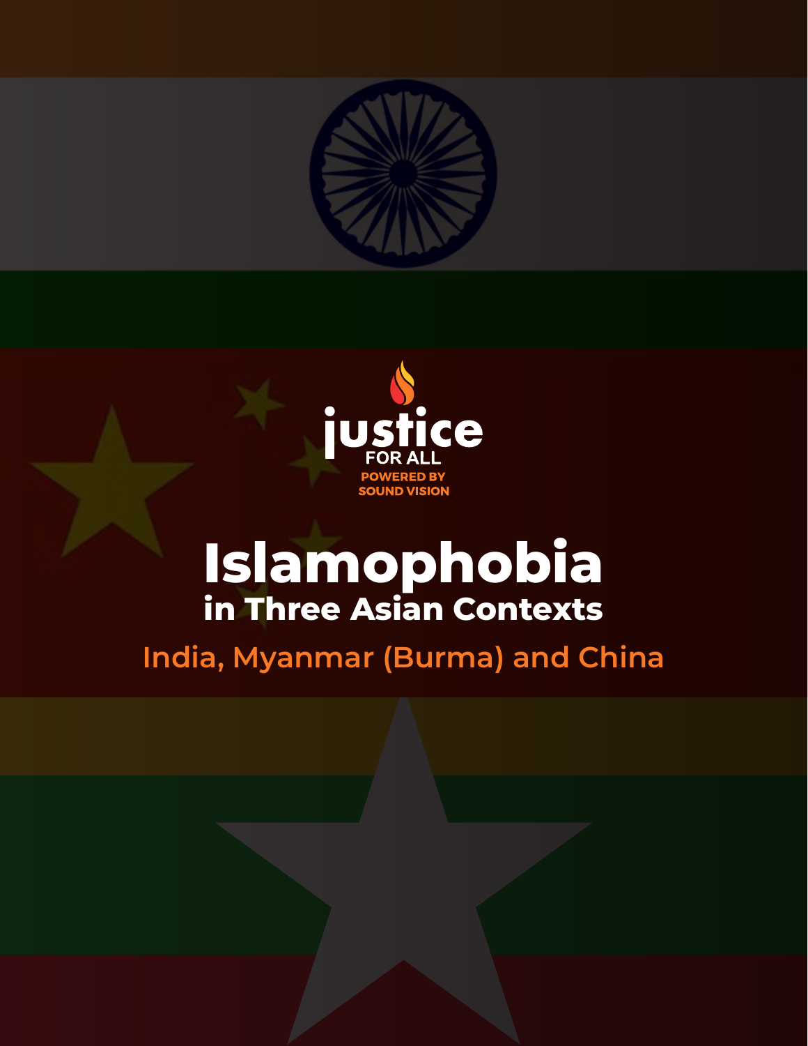justice

FOR ALL

POWERED BY SOUND VISION

# Islamophobia in Three Asian Contexts

## India, Myanmar (Burma) and China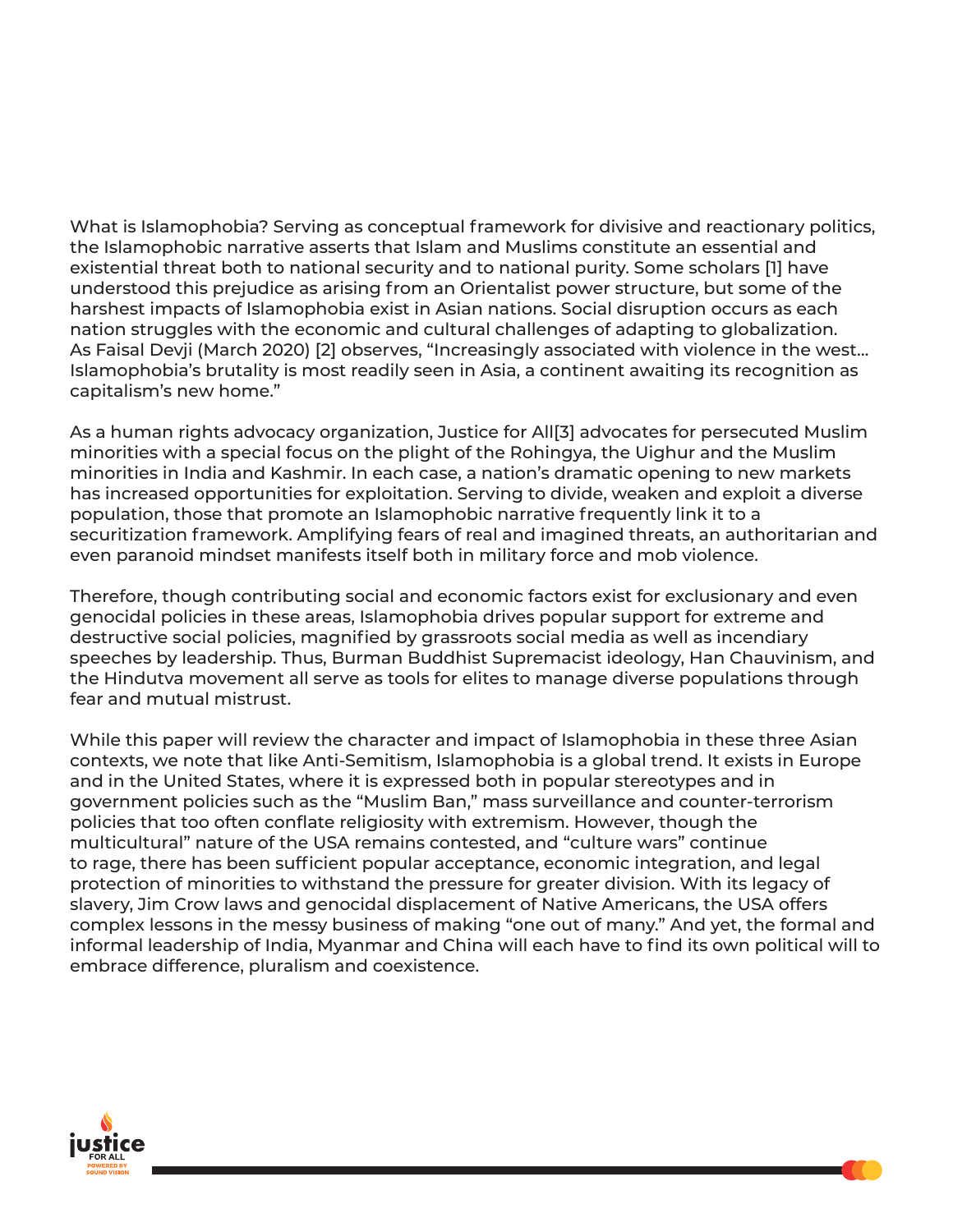What is Islamophobia? Serving as conceptual framework for divisive and reactionary politics, the Islamophobic narrative asserts that Islam and Muslims constitute an essential and existential threat both to national security and to national purity. Some scholars [1] have understood this prejudice as arising from an Orientalist power structure, but some of the harshest impacts of Islamophobia exist in Asian nations. Social disruption occurs as each nation struggles with the economic and cultural challenges of adapting to globalization. As Faisal Devji (March 2020) [2] observes, "Increasingly associated with violence in the west... Islamophobia's brutality is most readily seen in Asia, a continent awaiting its recognition as capitalism's new home."

As a human rights advocacy organization, Justice for All[3] advocates for persecuted Muslim minorities with a special focus on the plight of the Rohingya, the Uighur and the Muslim minorities in India and Kashmir. In each case, a nation's dramatic opening to new markets has increased opportunities for exploitation. Serving to divide, weaken and exploit a diverse population, those that promote an Islamophobic narrative frequently link it to a securitization framework. Amplifying fears of real and imagined threats, an authoritarian and even paranoid mindset manifests itself both in military force and mob violence.

Therefore, though contributing social and economic factors exist for exclusionary and even genocidal policies in these areas, Islamophobia drives popular support for extreme and destructive social policies, magnified by grassroots social media as well as incendiary speeches by leadership. Thus, Burman Buddhist Supremacist ideology, Han Chauvinism, and the Hindutva movement all serve as tools for elites to manage diverse populations through fear and mutual mistrust.

While this paper will review the character and impact of Islamophobia in these three Asian contexts, we note that like Anti-Semitism, Islamophobia is a global trend. It exists in Europe and in the United States, where it is expressed both in popular stereotypes and in government policies such as the "Muslim Ban," mass surveillance and counter-terrorism policies that too often conflate religiosity with extremism. However, though the multicultural" nature of the USA remains contested, and "culture wars" continue to rage, there has been sufficient popular acceptance, economic integration, and legal protection of minorities to withstand the pressure for greater division. With its legacy of slavery, Jim Crow laws and genocidal displacement of Native Americans, the USA offers complex lessons in the messy business of making "one out of many." And yet, the formal and informal leadership of India, Myanmar and China will each have to find its own political will to embrace difference, pluralism and coexistence.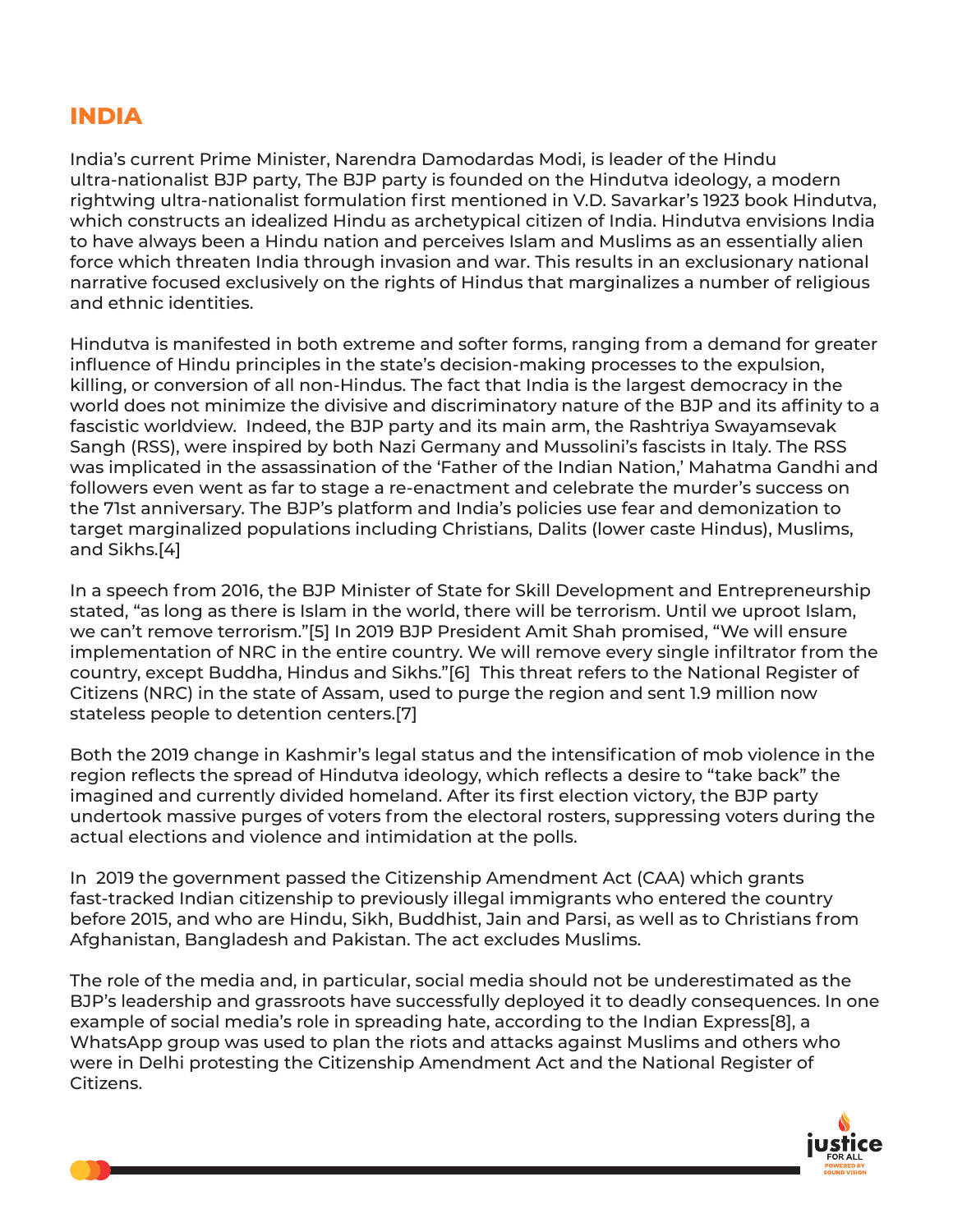## INDIA

India's current Prime Minister, Narendra Damodardas Modi, is leader of the Hindu ultra-nationalist BJP party, The BJP party is founded on the Hindutva ideology, a modern rightwing ultra-nationalist formulation first mentioned in V.D. Savarkar's 1923 book Hindutva, which constructs an idealized Hindu as archetypical citizen of India. Hindutva envisions India to have always been a Hindu nation and perceives Islam and Muslims as an essentially alien force which threaten India through invasion and war. This results in an exclusionary national narrative focused exclusively on the rights of Hindus that marginalizes a number of religious and ethnic identities.

Hindutva is manifested in both extreme and softer forms, ranging from a demand for greater influence of Hindu principles in the state's decision-making processes to the expulsion, killing, or conversion of all non-Hindus. The fact that India is the largest democracy in the world does not minimize the divisive and discriminatory nature of the BJP and its affinity to a fascistic worldview. Indeed, the BJP party and its main arm, the Rashtriya Swayamsevak Sangh (RSS), were inspired by both Nazi Germany and Mussolini's fascists in Italy. The RSS was implicated in the assassination of the 'Father of the Indian Nation,' Mahatma Gandhi and followers even went as far to stage a re-enactment and celebrate the murder's success on the 71st anniversary. The BJP's platform and India's policies use fear and demonization to target marginalized populations including Christians, Dalits (lower caste Hindus), Muslims, and Sikhs.[4]

In a speech from 2016, the BJP Minister of State for Skill Development and Entrepreneurship stated, "as long as there is Islam in the world, there will be terrorism. Until we uproot Islam, we can't remove terrorism."[5] In 2019 BJP President Amit Shah promised, "We will ensure implementation of NRC in the entire country. We will remove every single infiltrator from the country, except Buddha, Hindus and Sikhs."[6] This threat refers to the National Register of Citizens (NRC) in the state of Assam, used to purge the region and sent 1.9 million now stateless people to detention centers.[7]

Both the 2019 change in Kashmir's legal status and the intensification of mob violence in the region reflects the spread of Hindutva ideology, which reflects a desire to "take back" the imagined and currently divided homeland. After its first election victory, the BJP party undertook massive purges of voters from the electoral rosters, suppressing voters during the actual elections and violence and intimidation at the polls.

In 2019 the government passed the Citizenship Amendment Act (CAA) which grants fast-tracked Indian citizenship to previously illegal immigrants who entered the country before 2015, and who are Hindu, Sikh, Buddhist, Jain and Parsi, as well as to Christians from Afghanistan, Bangladesh and Pakistan. The act excludes Muslims.

The role of the media and, in particular, social media should not be underestimated as the BJP's leadership and grassroots have successfully deployed it to deadly consequences. In one example of social media's role in spreading hate, according to the Indian Express[8], a WhatsApp group was used to plan the riots and attacks against Muslims and others who were in Delhi protesting the Citizenship Amendment Act and the National Register of Citizens.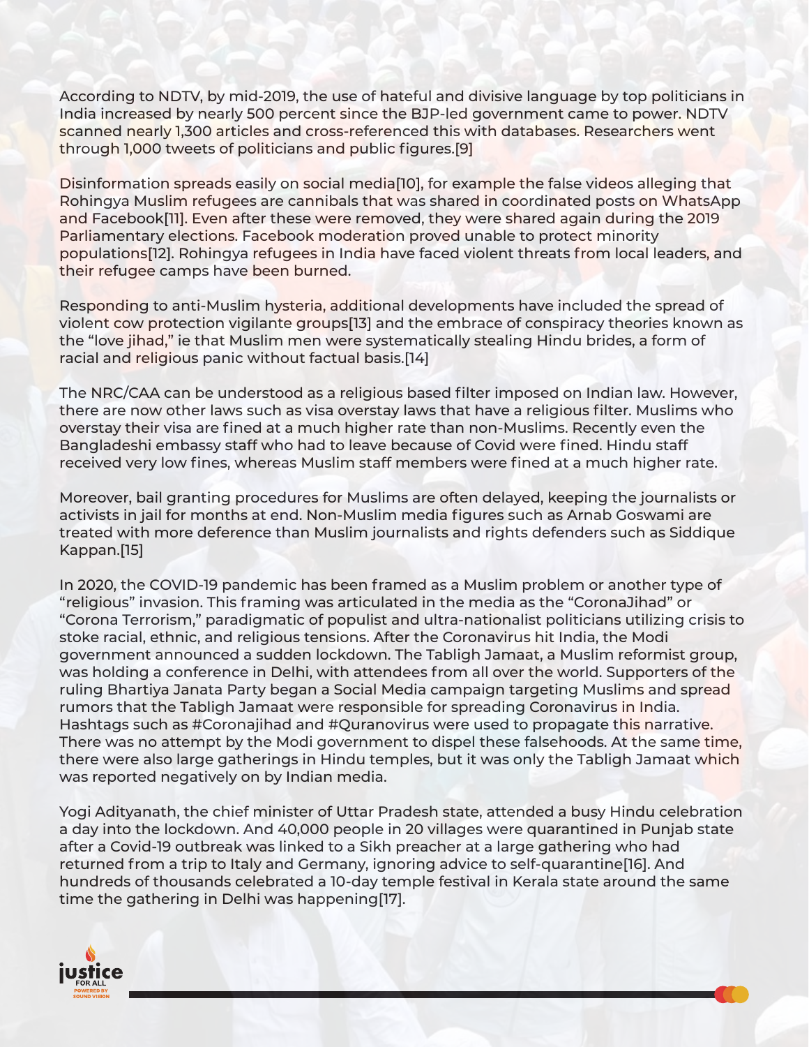According to NDTV, by mid-2019, the use of hateful and divisive language by top politicians in India increased by nearly 500 percent since the BJP-led government came to power. NDTV scanned nearly 1,300 articles and cross-referenced this with databases. Researchers went through 1,000 tweets of politicians and public figures.[9]

Disinformation spreads easily on social media[10], for example the false videos alleging that Rohingya Muslim refugees are cannibals that was shared in coordinated posts on WhatsApp and Facebook[11]. Even after these were removed, they were shared again during the 2019 Parliamentary elections. Facebook moderation proved unable to protect minority populations[12]. Rohingya refugees in India have faced violent threats from local leaders, and their refugee camps have been burned.

Responding to anti-Muslim hysteria, additional developments have included the spread of violent cow protection vigilante groups[13] and the embrace of conspiracy theories known as the "love jihad," ie that Muslim men were systematically stealing Hindu brides, a form of racial and religious panic without factual basis.[14]

The NRC/CAA can be understood as a religious based filter imposed on Indian law. However, there are now other laws such as visa overstay laws that have a religious filter. Muslims who overstay their visa are fined at a much higher rate than non-Muslims. Recently even the Bangladeshi embassy staff who had to leave because of Covid were fined. Hindu staff received very low fines, whereas Muslim staff members were fined at a much higher rate.

Moreover, bail granting procedures for Muslims are often delayed, keeping the journalists or activists in jail for months at end. Non-Muslim media figures such as Arnab Goswami are treated with more deference than Muslim journalists and rights defenders such as Siddique Kappan.[15]

In 2020, the COVID-19 pandemic has been framed as a Muslim problem or another type of "religious" invasion. This framing was articulated in the media as the "CoronaJihad" or "Corona Terrorism," paradigmatic of populist and ultra-nationalist politicians utilizing crisis to stoke racial, ethnic, and religious tensions. After the Coronavirus hit India, the Modi government announced a sudden lockdown. The Tabligh Jamaat, a Muslim reformist group, was holding a conference in Delhi, with attendees from all over the world. Supporters of the ruling Bhartiya Janata Party began a Social Media campaign targeting Muslims and spread rumors that the Tabligh Jamaat were responsible for spreading Coronavirus in India. Hashtags such as #Coronajihad and #Quranovirus were used to propagate this narrative. There was no attempt by the Modi government to dispel these falsehoods. At the same time, there were also large gatherings in Hindu temples, but it was only the Tabligh Jamaat which was reported negatively on by Indian media.

Yogi Adityanath, the chief minister of Uttar Pradesh state, attended a busy Hindu celebration a day into the lockdown. And 40,000 people in 20 villages were quarantined in Punjab state after a Covid-19 outbreak was linked to a Sikh preacher at a large gathering who had returned from a trip to Italy and Germany, ignoring advice to self-quarantine[16]. And hundreds of thousands celebrated a 10-day temple festival in Kerala state around the same time the gathering in Delhi was happening[17].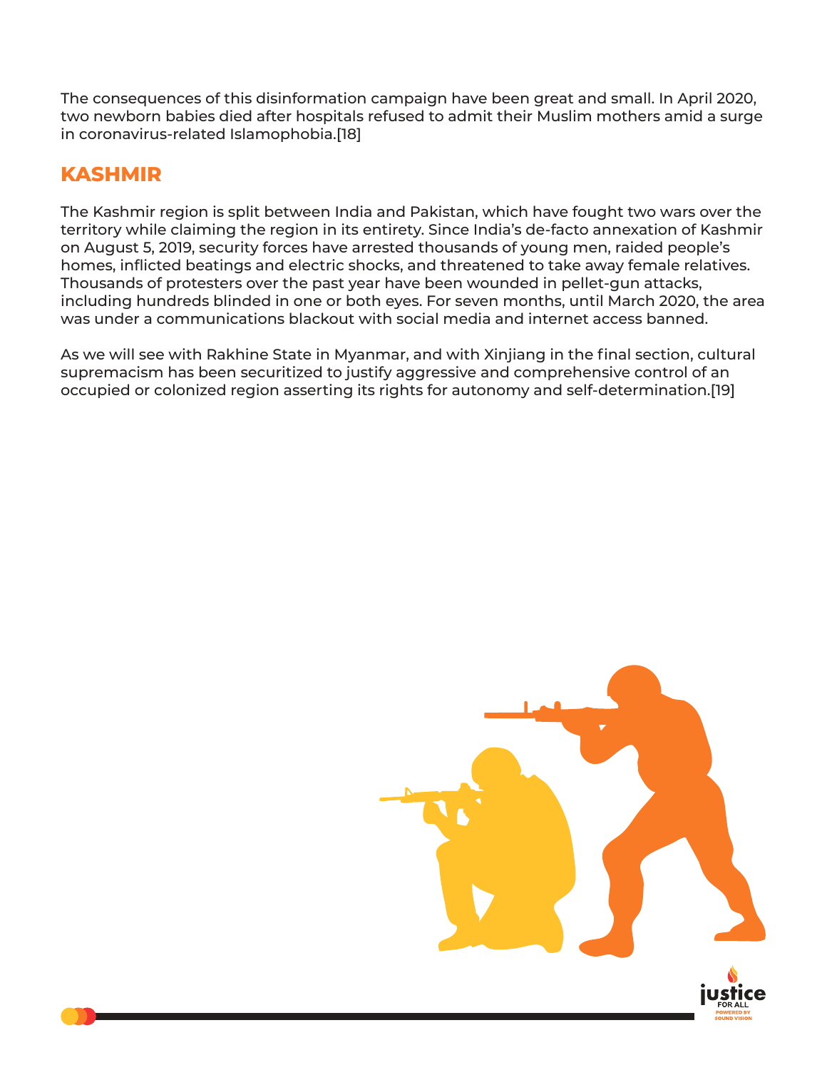The consequences of this disinformation campaign have been great and small. In April 2020, two newborn babies died after hospitals refused to admit their Muslim mothers amid a surge in coronavirus-related Islamophobia.[18]

## KASHMIR

The Kashmir region is split between India and Pakistan, which have fought two wars over the territory while claiming the region in its entirety. Since India's de-facto annexation of Kashmir on August 5, 2019, security forces have arrested thousands of young men, raided people's homes, inflicted beatings and electric shocks, and threatened to take away female relatives. Thousands of protesters over the past year have been wounded in pellet-gun attacks, including hundreds blinded in one or both eyes. For seven months, until March 2020, the area was under a communications blackout with social media and internet access banned.

As we will see with Rakhine State in Myanmar, and with Xinjiang in the final section, cultural supremacism has been securitized to justify aggressive and comprehensive control of an occupied or colonized region asserting its rights for autonomy and self-determination.[19]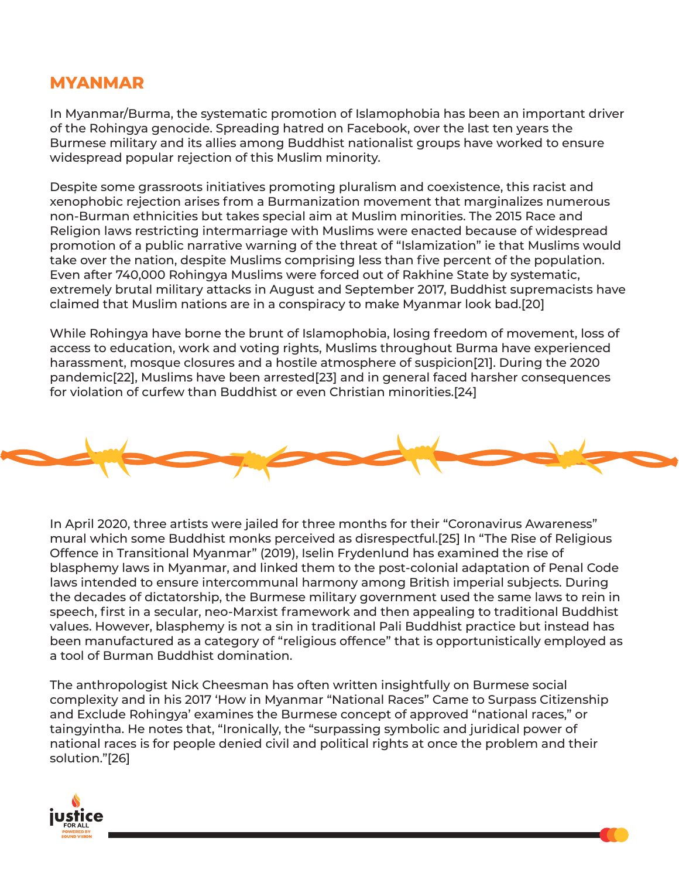## MYANMAR

In Myanmar/Burma, the systematic promotion of Islamophobia has been an important driver of the Rohingya genocide. Spreading hatred on Facebook, over the last ten years the Burmese military and its allies among Buddhist nationalist groups have worked to ensure widespread popular rejection of this Muslim minority.

Despite some grassroots initiatives promoting pluralism and coexistence, this racist and xenophobic rejection arises from a Burmanization movement that marginalizes numerous non-Burman ethnicities but takes special aim at Muslim minorities. The 2015 Race and Religion laws restricting intermarriage with Muslims were enacted because of widespread promotion of a public narrative warning of the threat of "Islamization" ie that Muslims would take over the nation, despite Muslims comprising less than five percent of the population. Even after 740,000 Rohingya Muslims were forced out of Rakhine State by systematic, extremely brutal military attacks in August and September 2017, Buddhist supremacists have claimed that Muslim nations are in a conspiracy to make Myanmar look bad.[20]

While Rohingya have borne the brunt of Islamophobia, losing freedom of movement, loss of access to education, work and voting rights, Muslims throughout Burma have experienced harassment, mosque closures and a hostile atmosphere of suspicion[21]. During the 2020 pandemic[22], Muslims have been arrested[23] and in general faced harsher consequences for violation of curfew than Buddhist or even Christian minorities.[24]

In April 2020, three artists were jailed for three months for their "Coronavirus Awareness" mural which some Buddhist monks perceived as disrespectful.[25] In "The Rise of Religious Offence in Transitional Myanmar" (2019), Iselin Frydenlund has examined the rise of blasphemy laws in Myanmar, and linked them to the post-colonial adaptation of Penal Code laws intended to ensure intercommunal harmony among British imperial subjects. During the decades of dictatorship, the Burmese military government used the same laws to rein in speech, first in a secular, neo-Marxist framework and then appealing to traditional Buddhist values. However, blasphemy is not a sin in traditional Pali Buddhist practice but instead has been manufactured as a category of "religious offence" that is opportunistically employed as a tool of Burman Buddhist domination.

The anthropologist Nick Cheesman has often written insightfully on Burmese social complexity and in his 2017 'How in Myanmar "National Races" Came to Surpass Citizenship and Exclude Rohingya' examines the Burmese concept of approved "national races," or taingyintha. He notes that, "Ironically, the "surpassing symbolic and juridical power of national races is for people denied civil and political rights at once the problem and their solution."[26]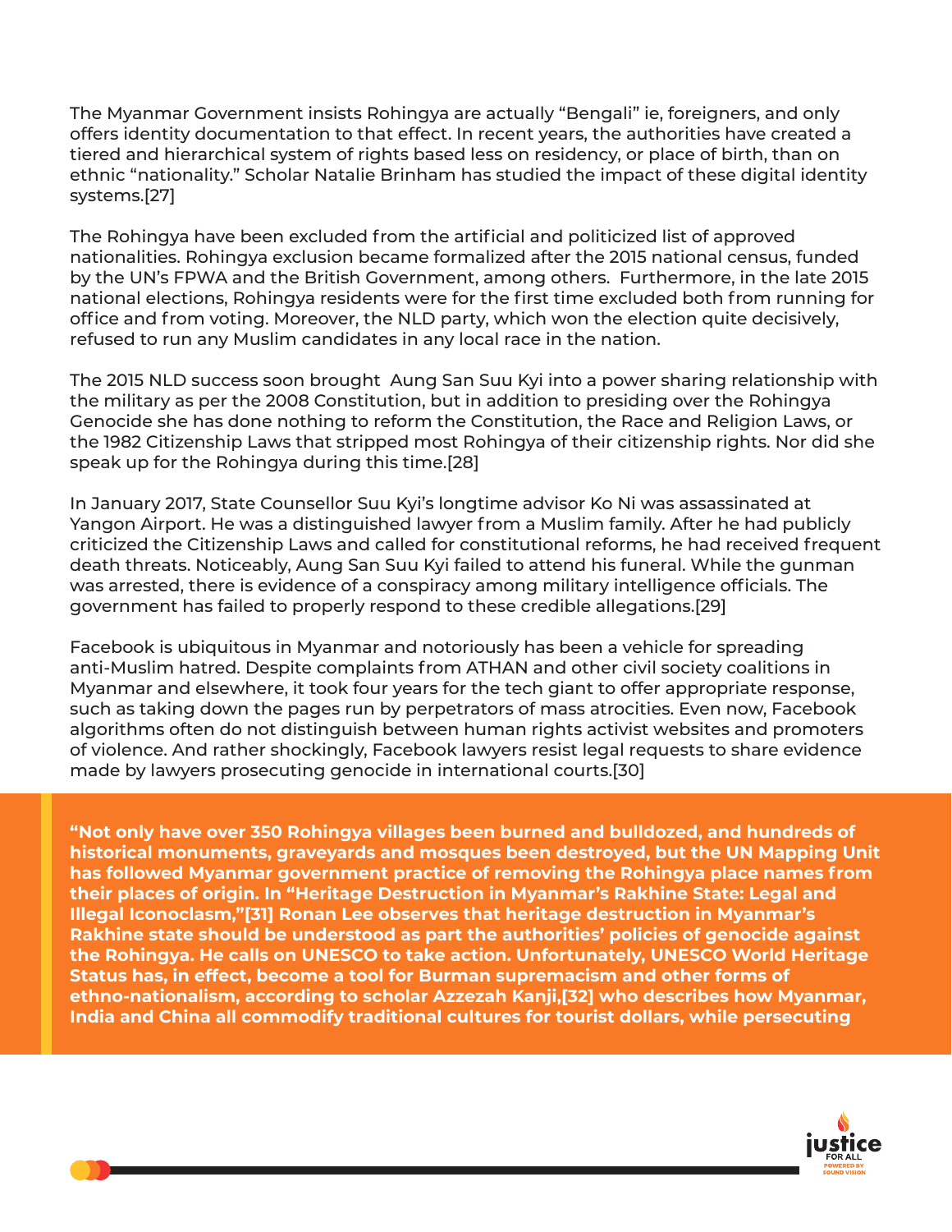The Myanmar Government insists Rohingya are actually "Bengali" ie, foreigners, and only offers identity documentation to that effect. In recent years, the authorities have created a tiered and hierarchical system of rights based less on residency, or place of birth, than on ethnic "nationality." Scholar Natalie Brinham has studied the impact of these digital identity systems.[27]

The Rohingya have been excluded from the artificial and politicized list of approved nationalities. Rohingya exclusion became formalized after the 2015 national census, funded by the UN's FPWA and the British Government, among others. Furthermore, in the late 2015 national elections, Rohingya residents were for the first time excluded both from running for office and from voting. Moreover, the NLD party, which won the election quite decisively, refused to run any Muslim candidates in any local race in the nation.

The 2015 NLD success soon brought Aung San Suu Kyi into a power sharing relationship with the military as per the 2008 Constitution, but in addition to presiding over the Rohingya Genocide she has done nothing to reform the Constitution, the Race and Religion Laws, or the 1982 Citizenship Laws that stripped most Rohingya of their citizenship rights. Nor did she speak up for the Rohingya during this time.[28]

In January 2017, State Counsellor Suu Kyi's longtime advisor Ko Ni was assassinated at Yangon Airport. He was a distinguished lawyer from a Muslim family. After he had publicly criticized the Citizenship Laws and called for constitutional reforms, he had received frequent death threats. Noticeably, Aung San Suu Kyi failed to attend his funeral. While the gunman was arrested, there is evidence of a conspiracy among military intelligence officials. The government has failed to properly respond to these credible allegations.[29]

Facebook is ubiquitous in Myanmar and notoriously has been a vehicle for spreading anti-Muslim hatred. Despite complaints from ATHAN and other civil society coalitions in Myanmar and elsewhere, it took four years for the tech giant to offer appropriate response, such as taking down the pages run by perpetrators of mass atrocities. Even now, Facebook algorithms often do not distinguish between human rights activist websites and promoters of violence. And rather shockingly, Facebook lawyers resist legal requests to share evidence made by lawyers prosecuting genocide in international courts.[30]

**"Not only have over 350 Rohingya villages been burned and bulldozed, and hundreds of historical monuments, graveyards and mosques been destroyed, but the UN Mapping Unit has followed Myanmar government practice of removing the Rohingya place names from their places of origin. In "Heritage Destruction in Myanmar's Rakhine State: Legal and Illegal Iconoclasm,"[31] Ronan Lee observes that heritage destruction in Myanmar's Rakhine state should be understood as part the authorities' policies of genocide against the Rohingya. He calls on UNESCO to take action. Unfortunately, UNESCO World Heritage Status has, in effect, become a tool for Burman supremacism and other forms of ethno-nationalism, according to scholar Azzezah Kanji,[32] who describes how Myanmar, India and China all commodify traditional cultures for tourist dollars, while persecuting**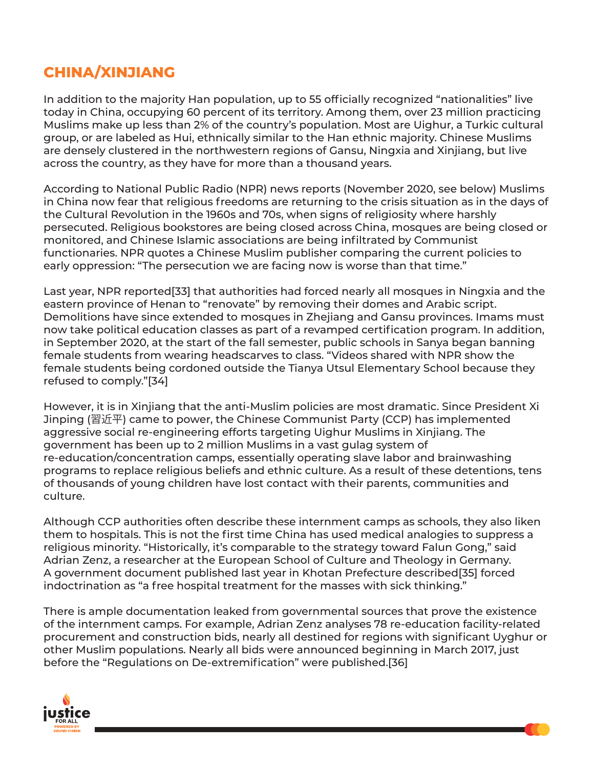## CHINA/XINJIANG

In addition to the majority Han population, up to 55 officially recognized "nationalities" live today in China, occupying 60 percent of its territory. Among them, over 23 million practicing Muslims make up less than 2% of the country's population. Most are Uighur, a Turkic cultural group, or are labeled as Hui, ethnically similar to the Han ethnic majority. Chinese Muslims are densely clustered in the northwestern regions of Gansu, Ningxia and Xinjiang, but live across the country, as they have for more than a thousand years.

According to National Public Radio (NPR) news reports (November 2020, see below) Muslims in China now fear that religious freedoms are returning to the crisis situation as in the days of the Cultural Revolution in the 1960s and 70s, when signs of religiosity where harshly persecuted. Religious bookstores are being closed across China, mosques are being closed or monitored, and Chinese Islamic associations are being infiltrated by Communist functionaries. NPR quotes a Chinese Muslim publisher comparing the current policies to early oppression: "The persecution we are facing now is worse than that time."

Last year, NPR reported[33] that authorities had forced nearly all mosques in Ningxia and the eastern province of Henan to "renovate" by removing their domes and Arabic script. Demolitions have since extended to mosques in Zhejiang and Gansu provinces. Imams must now take political education classes as part of a revamped certification program. In addition, in September 2020, at the start of the fall semester, public schools in Sanya began banning female students from wearing headscarves to class. "Videos shared with NPR show the female students being cordoned outside the Tianya Utsul Elementary School because they refused to comply."[34]

However, it is in Xinjiang that the anti-Muslim policies are most dramatic. Since President Xi Jinping (习近平) came to power, the Chinese Communist Party (CCP) has implemented aggressive social re-engineering efforts targeting Uighur Muslims in Xinjiang. The government has been up to 2 million Muslims in a vast gulag system of re-education/concentration camps, essentially operating slave labor and brainwashing programs to replace religious beliefs and ethnic culture. As a result of these detentions, tens of thousands of young children have lost contact with their parents, communities and culture.

Although CCP authorities often describe these internment camps as schools, they also liken them to hospitals. This is not the first time China has used medical analogies to suppress a religious minority. "Historically, it's comparable to the strategy toward Falun Gong," said Adrian Zenz, a researcher at the European School of Culture and Theology in Germany. A government document published last year in Khotan Prefecture described[35] forced indoctrination as "a free hospital treatment for the masses with sick thinking."

There is ample documentation leaked from governmental sources that prove the existence of the internment camps. For example, Adrian Zenz analyses 78 re-education facility-related procurement and construction bids, nearly all destined for regions with significant Uyghur or other Muslim populations. Nearly all bids were announced beginning in March 2017, just before the "Regulations on De-extremification" were published.[36]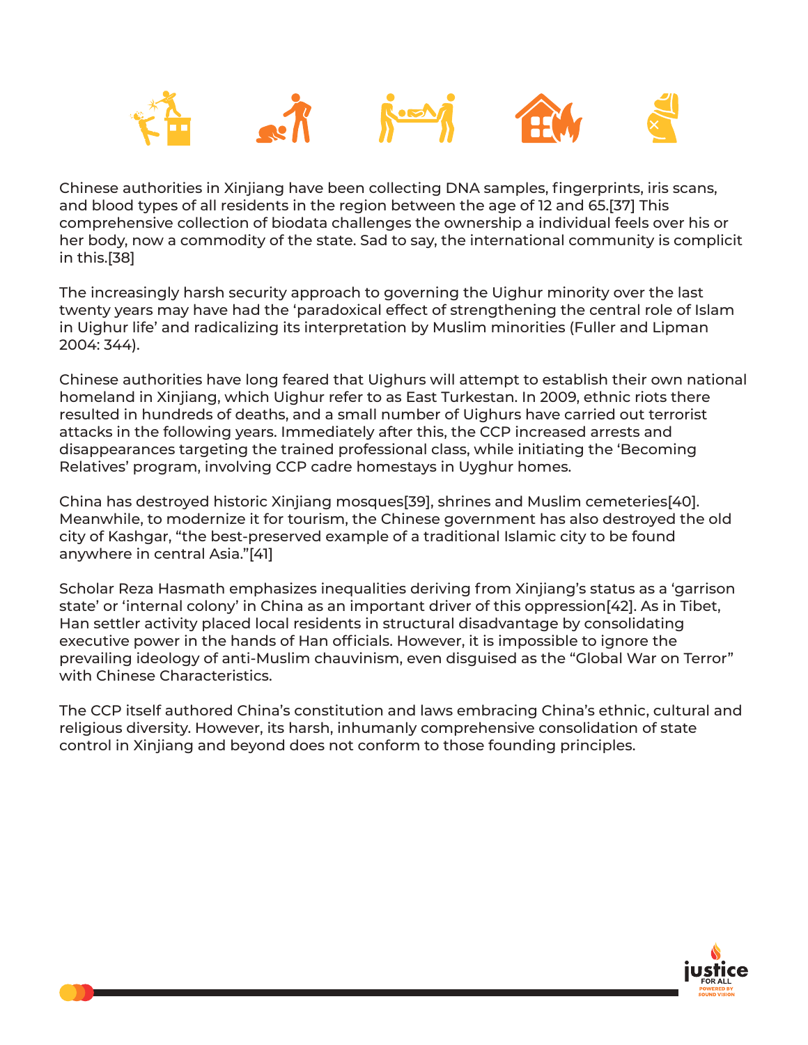Chinese authorities in Xinjiang have been collecting DNA samples, fingerprints, iris scans, and blood types of all residents in the region between the age of 12 and 65.[37] This comprehensive collection of biodata challenges the ownership a individual feels over his or her body, now a commodity of the state. Sad to say, the international community is complicit in this.[38]

The increasingly harsh security approach to governing the Uighur minority over the last twenty years may have had the 'paradoxical effect of strengthening the central role of Islam in Uighur life' and radicalizing its interpretation by Muslim minorities (Fuller and Lipman 2004: 344).

Chinese authorities have long feared that Uighurs will attempt to establish their own national homeland in Xinjiang, which Uighur refer to as East Turkestan. In 2009, ethnic riots there resulted in hundreds of deaths, and a small number of Uighurs have carried out terrorist attacks in the following years. Immediately after this, the CCP increased arrests and disappearances targeting the trained professional class, while initiating the 'Becoming Relatives' program, involving CCP cadre homestays in Uyghur homes.

China has destroyed historic Xinjiang mosques[39], shrines and Muslim cemeteries[40]. Meanwhile, to modernize it for tourism, the Chinese government has also destroyed the old city of Kashgar, "the best-preserved example of a traditional Islamic city to be found anywhere in central Asia."[41]

Scholar Reza Hasmath emphasizes inequalities deriving from Xinjiang's status as a 'garrison state' or 'internal colony' in China as an important driver of this oppression[42]. As in Tibet, Han settler activity placed local residents in structural disadvantage by consolidating executive power in the hands of Han officials. However, it is impossible to ignore the prevailing ideology of anti-Muslim chauvinism, even disguised as the "Global War on Terror" with Chinese Characteristics.

The CCP itself authored China's constitution and laws embracing China's ethnic, cultural and religious diversity. However, its harsh, inhumanly comprehensive consolidation of state control in Xinjiang and beyond does not conform to those founding principles.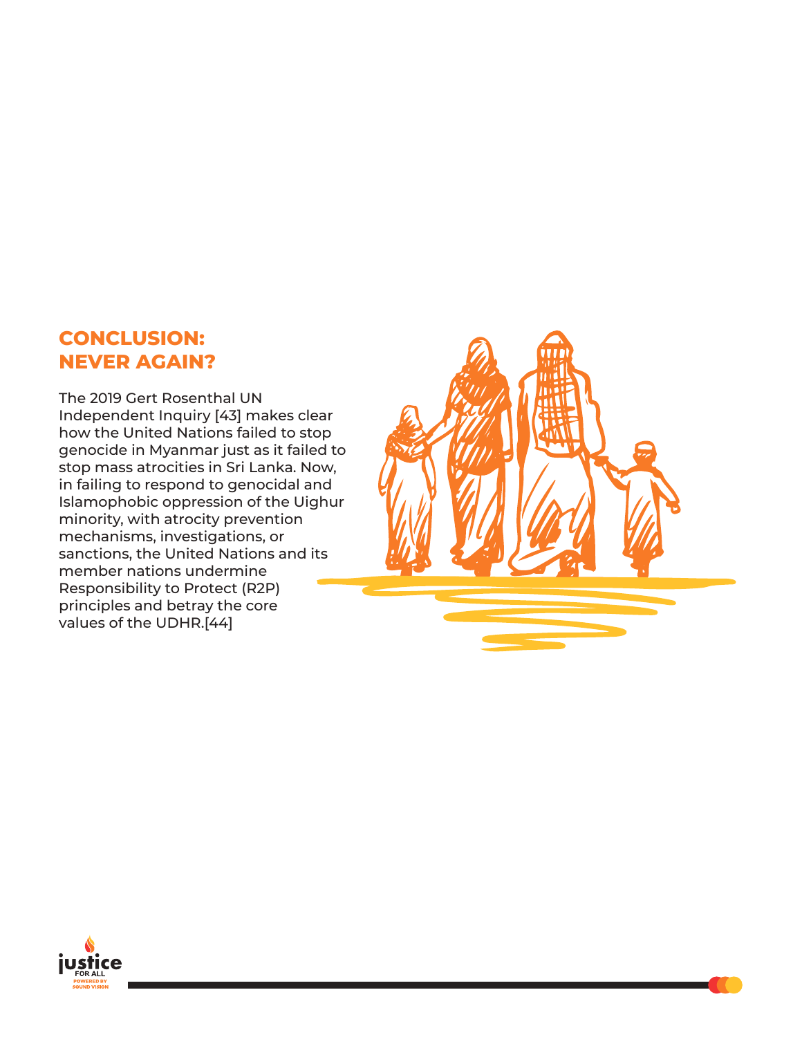## CONCLUSION: NEVER AGAIN?

The 2019 Gert Rosenthal UN Independent Inquiry [43] makes clear how the United Nations failed to stop genocide in Myanmar just as it failed to stop mass atrocities in Sri Lanka. Now, in failing to respond to genocidal and Islamophobic oppression of the Uighur minority, with atrocity prevention mechanisms, investigations, or sanctions, the United Nations and its member nations undermine Responsibility to Protect (R2P) principles and betray the core values of the UDHR.[44]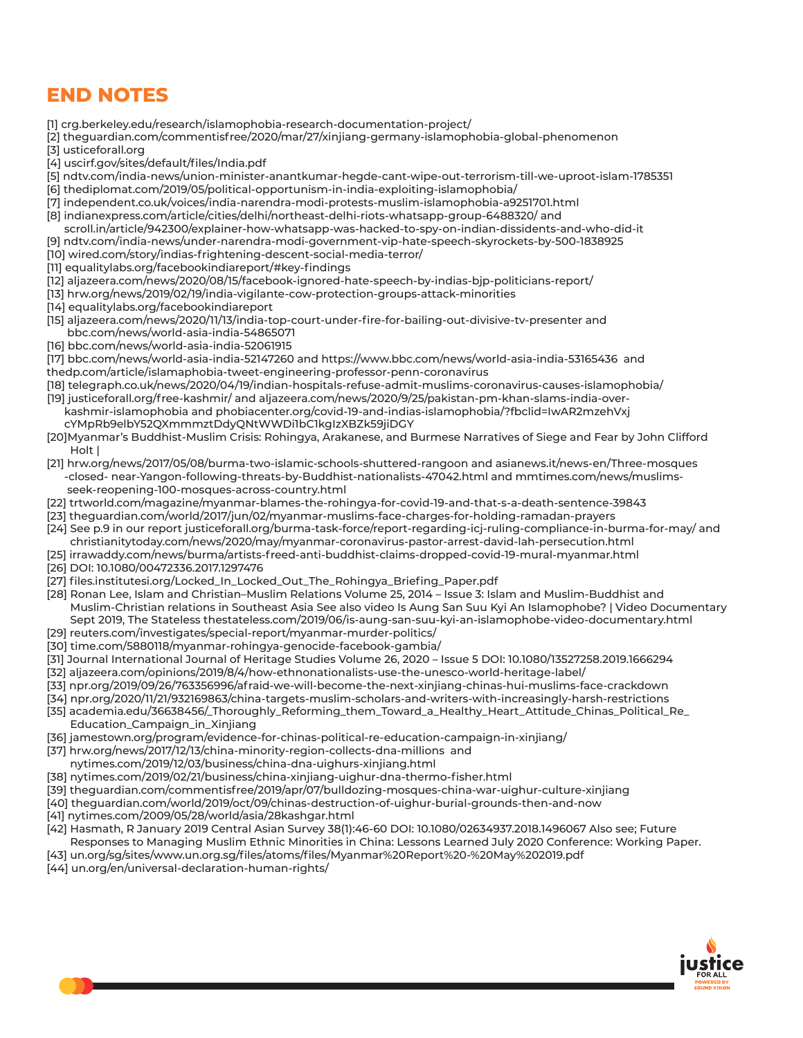# END NOTES

[1] crg.berkeley.edu/research/islamophobia-research-documentation-project/
[2] theguardian.com/commentisfree/2020/mar/27/xinjiang-germany-islamophobia-global-phenomenon
[3] usticeforall.org
[4] uscirf.gov/sites/default/files/India.pdf
[5] ndtv.com/india-news/union-minister-anantkumar-hegde-cant-wipe-out-terrorism-till-we-uproot-islam-1785351
[6] thediplomat.com/2019/05/political-opportunism-in-india-exploiting-islamophobia/
[7] independent.co.uk/voices/india-narendra-modi-protests-muslim-islamophobia-a9251701.html
[8] indianexpress.com/article/cities/delhi/northeast-delhi-riots-whatsapp-group-6488320/ and scroll.in/article/942300/explainer-how-whatsapp-was-hacked-to-spy-on-indian-dissidents-and-who-did-it
[9] ndtv.com/india-news/under-narendra-modi-government-vip-hate-speech-skyrockets-by-500-1838925
[10] wired.com/story/indias-frightening-descent-social-media-terror/
[11] equalitylabs.org/facebookindiareport/#key-findings
[12] aljazeera.com/news/2020/08/15/facebook-ignored-hate-speech-by-indias-bjp-politicians-report/
[13] hrw.org/news/2019/02/19/india-vigilante-cow-protection-groups-attack-minorities
[14] equalitylabs.org/facebookindiareport
[15] aljazeera.com/news/2020/11/13/india-top-court-under-fire-for-bailing-out-divisive-tv-presenter and bbc.com/news/world-asia-india-54865071
[16] bbc.com/news/world-asia-india-52061915
[17] bbc.com/news/world-asia-india-52147260 and https://www.bbc.com/news/world-asia-india-53165436 and thedp.com/article/islamaphobia-tweet-engineering-professor-penn-coronavirus
[18] telegraph.co.uk/news/2020/04/19/indian-hospitals-refuse-admit-muslims-coronavirus-causes-islamophobia/
[19] justiceforall.org/free-kashmir/ and aljazeera.com/news/2020/9/25/pakistan-pm-khan-slams-india-over-kashmir-islamophobia and phobiacenter.org/covid-19-and-indias-islamophobia/?fbclid=IwAR2mzehVxjcYMpRb9elbY52QXmmmztDdyQNtWWDi1bC1kgIzXBZk59jiDGY
[20]Myanmar's Buddhist-Muslim Crisis: Rohingya, Arakanese, and Burmese Narratives of Siege and Fear by John Clifford Holt |
[21] hrw.org/news/2017/05/08/burma-two-islamic-schools-shuttered-rangoon and asianews.it/news-en/Three-mosques-closed- near-Yangon-following-threats-by-Buddhist-nationalists-47042.html and mmtimes.com/news/muslims-seek-reopening-100-mosques-across-country.html
[22] trtworld.com/magazine/myanmar-blames-the-rohingya-for-covid-19-and-that-s-a-death-sentence-39843
[23] theguardian.com/world/2017/jun/02/myanmar-muslims-face-charges-for-holding-ramadan-prayers
[24] See p.9 in our report justiceforall.org/burma-task-force/report-regarding-icj-ruling-compliance-in-burma-for-may/ and christianitytoday.com/news/2020/may/myanmar-coronavirus-pastor-arrest-david-lah-persecution.html
[25] irrawaddy.com/news/burma/artists-freed-anti-buddhist-claims-dropped-covid-19-mural-myanmar.html
[26] DOI: 10.1080/00472336.2017.1297476
[27] files.institutesi.org/Locked_In_Locked_Out_The_Rohingya_Briefing_Paper.pdf
[28] Ronan Lee, Islam and Christian–Muslim Relations Volume 25, 2014 – Issue 3: Islam and Muslim-Buddhist and Muslim-Christian relations in Southeast Asia See also video Is Aung San Suu Kyi An Islamophobe? | Video Documentary Sept 2019, The Stateless thestateless.com/2019/06/is-aung-san-suu-kyi-an-islamophobe-video-documentary.html
[29] reuters.com/investigates/special-report/myanmar-murder-politics/
[30] time.com/5880118/myanmar-rohingya-genocide-facebook-gambia/
[31] Journal International Journal of Heritage Studies Volume 26, 2020 – Issue 5 DOI: 10.1080/13527258.2019.1666294
[32] aljazeera.com/opinions/2019/8/4/how-ethnonationalists-use-the-unesco-world-heritage-label/
[33] npr.org/2019/09/26/763356996/afraid-we-will-become-the-next-xinjiang-chinas-hui-muslims-face-crackdown
[34] npr.org/2020/11/21/932169863/china-targets-muslim-scholars-and-writers-with-increasingly-harsh-restrictions
[35] academia.edu/36638456/_Thoroughly_Reforming_them_Toward_a_Healthy_Heart_Attitude_Chinas_Political_Re_Education_Campaign_in_Xinjiang
[36] jamestown.org/program/evidence-for-chinas-political-re-education-campaign-in-xinjiang/
[37] hrw.org/news/2017/12/13/china-minority-region-collects-dna-millions and nytimes.com/2019/12/03/business/china-dna-uighurs-xinjiang.html
[38] nytimes.com/2019/02/21/business/china-xinjiang-uighur-dna-thermo-fisher.html
[39] theguardian.com/commentisfree/2019/apr/07/bulldozing-mosques-china-war-uighur-culture-xinjiang
[40] theguardian.com/world/2019/oct/09/chinas-destruction-of-uighur-burial-grounds-then-and-now
[41] nytimes.com/2009/05/28/world/asia/28kashgar.html
[42] Hasmath, R January 2019 Central Asian Survey 38(1):46-60 DOI: 10.1080/02634937.2018.1496067 Also see; Future Responses to Managing Muslim Ethnic Minorities in China: Lessons Learned July 2020 Conference: Working Paper.
[43] un.org/sg/sites/www.un.org.sg/files/atoms/files/Myanmar%20Report%20-%20May%202019.pdf
[44] un.org/en/universal-declaration-human-rights/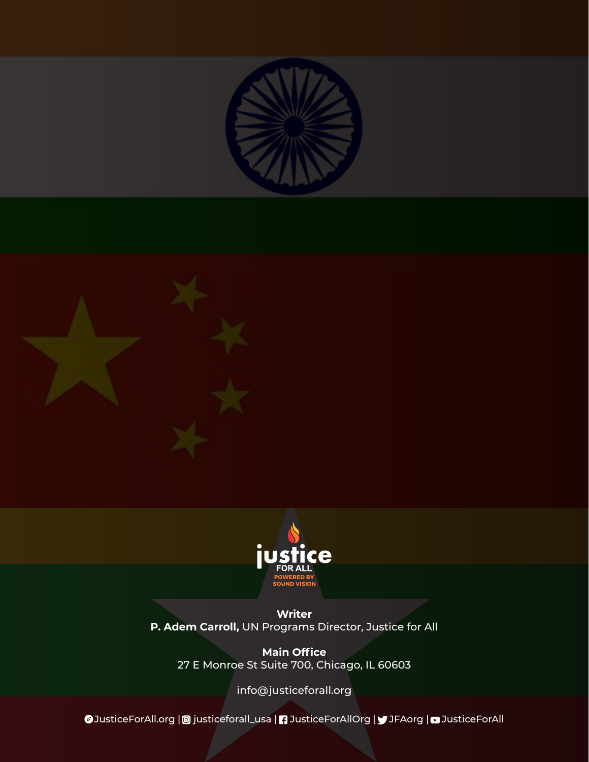justice FOR ALL

POWERED BY SOUND VISION

**Writer**

**P. Adem Carroll,** UN Programs Director, Justice for All

**Main Office**

27 E Monroe St Suite 700, Chicago, IL 60603

info@justiceforall.org

JusticeForAll.org | justiceforall_usa | JusticeForAllOrg | JFAorg | JusticeForAll